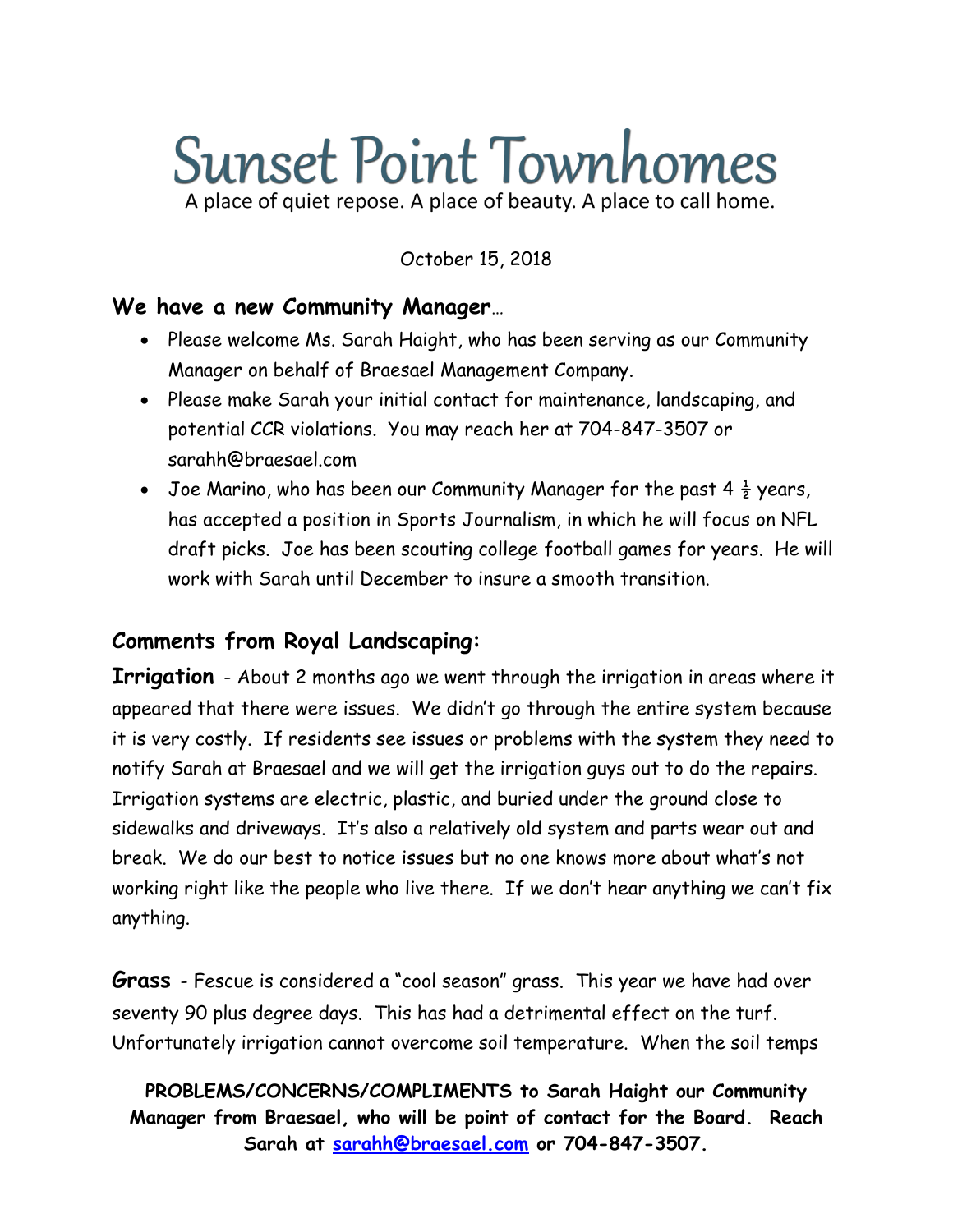# Sunset Point Townhomes

A place of quiet repose. A place of beauty. A place to call home.

October 15, 2018

## We have a new Community Manager…

- Please welcome Ms. Sarah Haight, who has been serving as our Community Manager on behalf of Braesael Management Company.
- Please make Sarah your initial contact for maintenance, landscaping, and potential CCR violations. You may reach her at 704-847-3507 or sarahh@braesael.com
- Joe Marino, who has been our Community Manager for the past 4 ½ years, has accepted a position in Sports Journalism, in which he will focus on NFL draft picks. Joe has been scouting college football games for years. He will work with Sarah until December to insure a smooth transition.

## Comments from Royal Landscaping:

**Irrigation** - About 2 months ago we went through the irrigation in areas where it appeared that there were issues. We didn't go through the entire system because it is very costly. If residents see issues or problems with the system they need to notify Sarah at Braesael and we will get the irrigation guys out to do the repairs. Irrigation systems are electric, plastic, and buried under the ground close to sidewalks and driveways. It's also a relatively old system and parts wear out and break. We do our best to notice issues but no one knows more about what's not working right like the people who live there. If we don't hear anything we can't fix anything.

**Grass** - Fescue is considered a "cool season" grass. This year we have had over seventy 90 plus degree days. This has had a detrimental effect on the turf. Unfortunately irrigation cannot overcome soil temperature. When the soil temps

**PROBLEMS/CONCERNS/COMPLIMENTS to Sarah Haight our Community Manager from Braesael, who will be point of contact for the Board. Reach Sarah at sarahh@braesael.com or 704-847-3507.**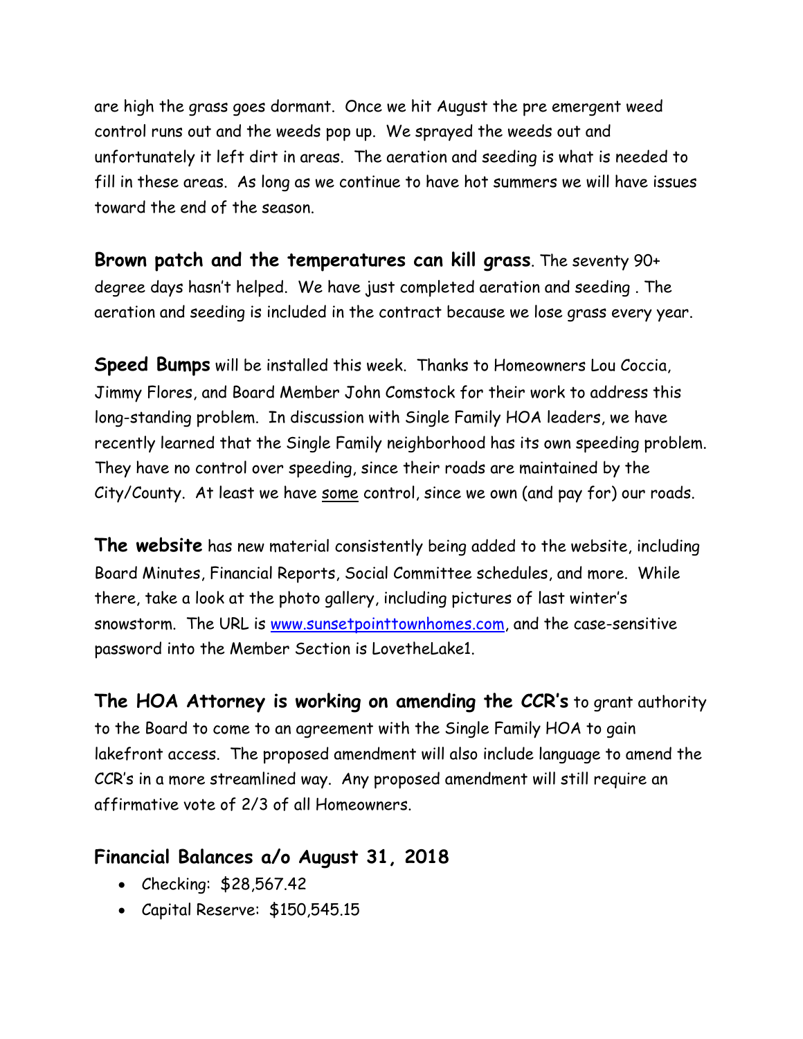are high the grass goes dormant. Once we hit August the pre emergent weed control runs out and the weeds pop up. We sprayed the weeds out and unfortunately it left dirt in areas. The aeration and seeding is what is needed to fill in these areas. As long as we continue to have hot summers we will have issues toward the end of the season.

**Brown patch and the temperatures can kill grass**. The seventy 90+ degree days hasn't helped. We have just completed aeration and seeding . The aeration and seeding is included in the contract because we lose grass every year.

**Speed Bumps** will be installed this week. Thanks to Homeowners Lou Coccia, Jimmy Flores, and Board Member John Comstock for their work to address this long-standing problem. In discussion with Single Family HOA leaders, we have recently learned that the Single Family neighborhood has its own speeding problem. They have no control over speeding, since their roads are maintained by the City/County. At least we have <u>some</u> control, since we own (and pay for) our roads.

**The website** has new material consistently being added to the website, including Board Minutes, Financial Reports, Social Committee schedules, and more. While there, take a look at the photo gallery, including pictures of last winter's snowstorm. The URL is [www.sunsetpointtownhomes.com](http://www.sunsetpointtownhomes.com), and the case-sensitive password into the Member Section is LovetheLake1.

**The HOA Attorney is working on amending the CCR's** to grant authority to the Board to come to an agreement with the Single Family HOA to gain lakefront access. The proposed amendment will also include language to amend the CCR's in a more streamlined way. Any proposed amendment will still require an affirmative vote of 2/3 of all Homeowners.

## Financial Balances a/o August 31, 2018

- Checking: $28,567.42
- Capital Reserve: $150,545.15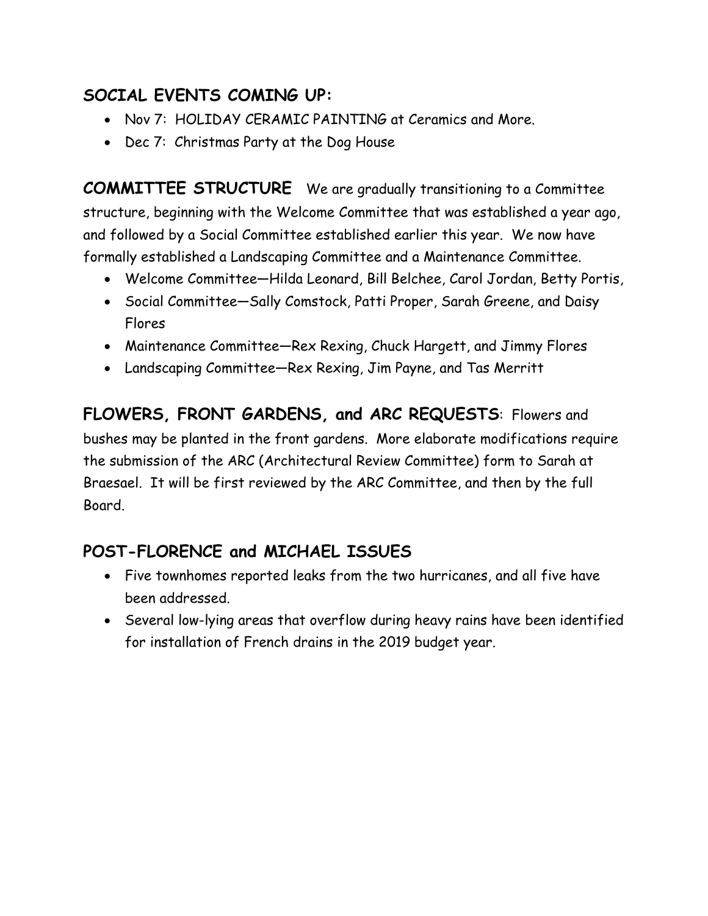## SOCIAL EVENTS COMING UP:

- Nov 7: HOLIDAY CERAMIC PAINTING at Ceramics and More.
- Dec 7: Christmas Party at the Dog House

**COMMITTEE STRUCTURE** We are gradually transitioning to a Committee structure, beginning with the Welcome Committee that was established a year ago, and followed by a Social Committee established earlier this year. We now have formally established a Landscaping Committee and a Maintenance Committee.

- Welcome Committee—Hilda Leonard, Bill Belchee, Carol Jordan, Betty Portis,
- Social Committee—Sally Comstock, Patti Proper, Sarah Greene, and Daisy Flores
- Maintenance Committee—Rex Rexing, Chuck Hargett, and Jimmy Flores
- Landscaping Committee—Rex Rexing, Jim Payne, and Tas Merritt

**FLOWERS, FRONT GARDENS, and ARC REQUESTS**: Flowers and bushes may be planted in the front gardens. More elaborate modifications require the submission of the ARC (Architectural Review Committee) form to Sarah at Braesael. It will be first reviewed by the ARC Committee, and then by the full Board.

## POST-FLORENCE and MICHAEL ISSUES

- Five townhomes reported leaks from the two hurricanes, and all five have been addressed.
- Several low-lying areas that overflow during heavy rains have been identified for installation of French drains in the 2019 budget year.